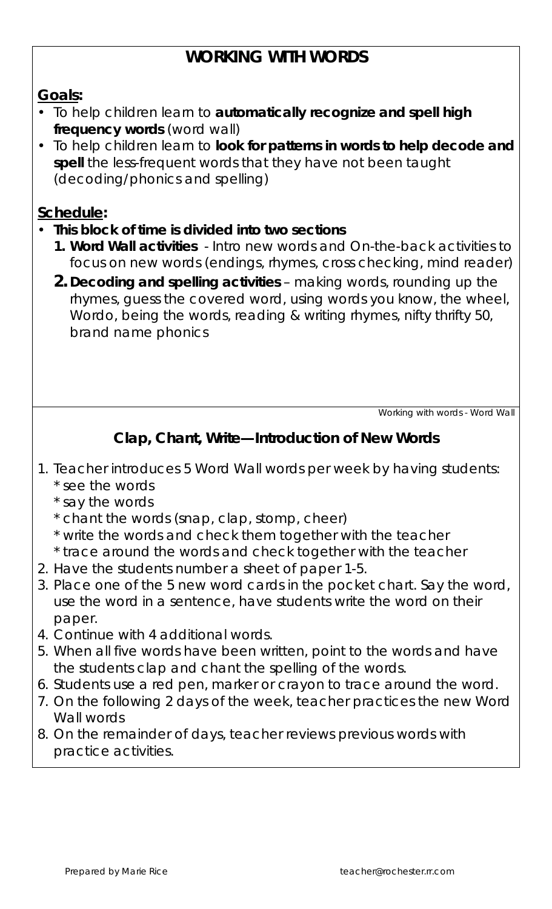# WORKING WITH WORDS

**Goals:**

- To help children learn to **automatically recognize and spell high frequency words** (word wall)
- To help children learn to **look for patterns in words to help decode and spell** the less-frequent words that they have not been taught (decoding/phonics and spelling)

**Schedule:**

- **This block of time is divided into two sections**
  1. **Word Wall activities** - Intro new words and On-the-back activities to focus on new words (endings, rhymes, cross checking, mind reader)
  2. **Decoding and spelling activities** – making words, rounding up the rhymes, guess the covered word, using words you know, the wheel, Wordo, being the words, reading & writing rhymes, nifty thrifty 50, brand name phonics

*Working with words - Word Wall*

## Clap, Chant, Write—Introduction of New Words

1. Teacher introduces 5 Word Wall words per week by having students:
   * see the words
   * say the words
   * chant the words (snap, clap, stomp, cheer)
   * write the words and check them together with the teacher
   * trace around the words and check together with the teacher
2. Have the students number a sheet of paper 1-5.
3. Place one of the 5 new word cards in the pocket chart. Say the word, use the word in a sentence, have students write the word on their paper.
4. Continue with 4 additional words.
5. When all five words have been written, point to the words and have the students clap and chant the spelling of the words.
6. Students use a red pen, marker or crayon to trace around the word.
7. On the following 2 days of the week, teacher practices the new Word Wall words
8. On the remainder of days, teacher reviews previous words with practice activities.

Prepared by Marie Rice teacher@rochester.rr.com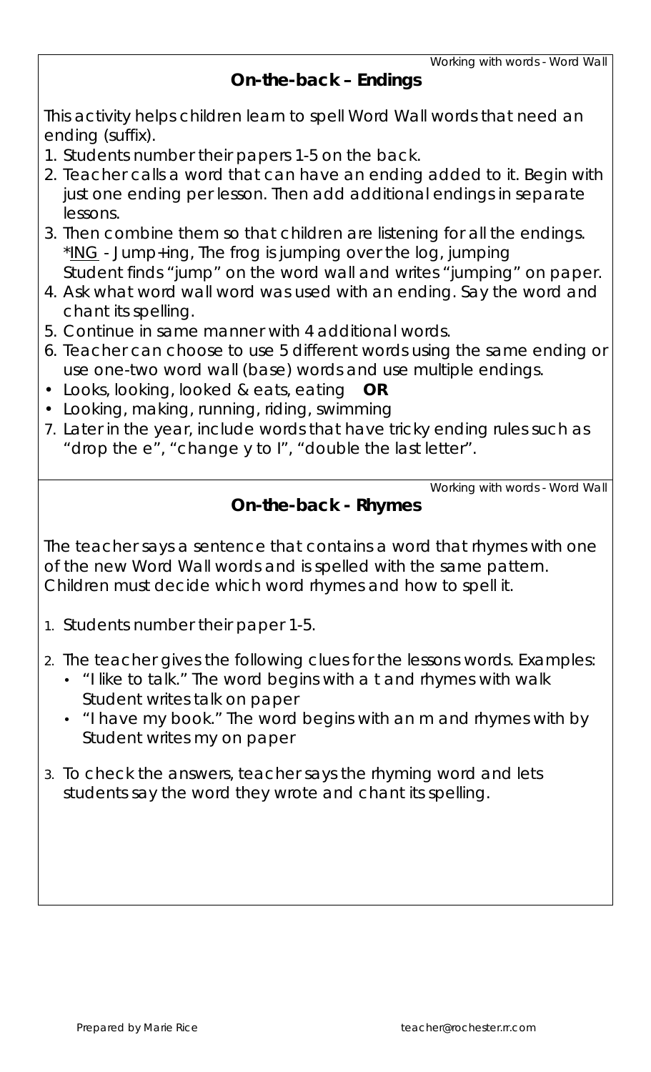## On-the-back – Endings

This activity helps children learn to spell Word Wall words that need an ending (suffix).

1. Students number their papers 1-5 on the back.
2. Teacher calls a word that can have an ending added to it. Begin with just one ending per lesson. Then add additional endings in separate lessons.
3. Then combine them so that children are listening for all the endings. *ING - Jump+ing, The frog is jumping over the log, jumping
   Student finds "jump" on the word wall and writes "jumping" on paper.
4. Ask what word wall word was used with an ending. Say the word and chant its spelling.
5. Continue in same manner with 4 additional words.
6. Teacher can choose to use 5 different words using the same ending or use one-two word wall (base) words and use multiple endings.

- Looks, looking, looked & eats, eating **OR**
- Looking, making, running, riding, swimming

7. Later in the year, include words that have tricky ending rules such as "drop the e", "change y to I", "double the last letter".

## On-the-back - Rhymes

The teacher says a sentence that contains a word that rhymes with one of the new Word Wall words and is spelled with the same pattern. Children must decide which word rhymes and how to spell it.

1. Students number their paper 1-5.
2. The teacher gives the following clues for the lessons words. Examples:
   - "I like to talk." The word begins with a t and rhymes with walk
     Student writes talk on paper
   - "I have my book." The word begins with an m and rhymes with by
     Student writes my on paper
3. To check the answers, teacher says the rhyming word and lets students say the word they wrote and chant its spelling.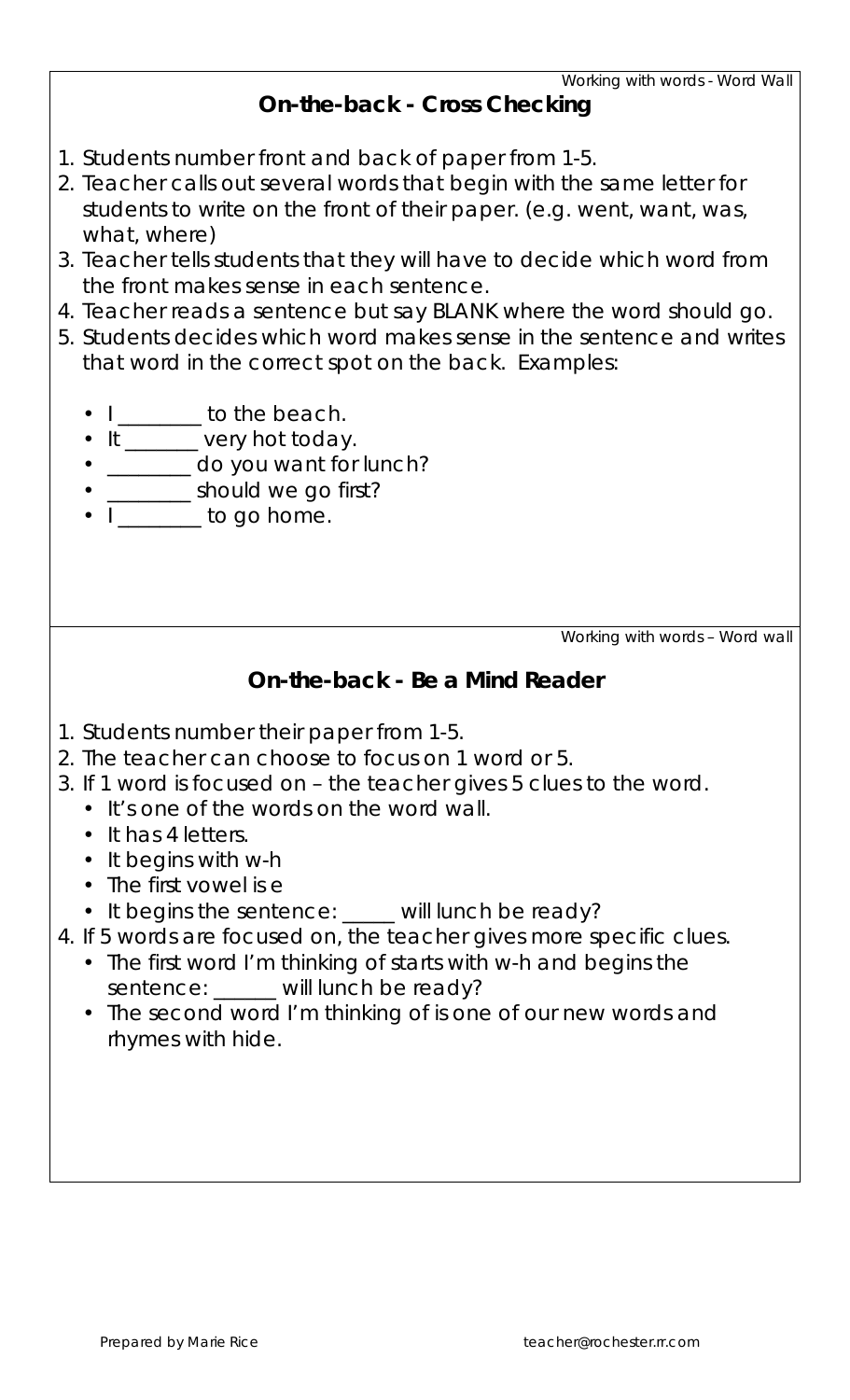Working with words - Word Wall

## On-the-back - Cross Checking

1. Students number front and back of paper from 1-5.
2. Teacher calls out several words that begin with the same letter for students to write on the front of their paper. (e.g. went, want, was, what, where)
3. Teacher tells students that they will have to decide which word from the front makes sense in each sentence.
4. Teacher reads a sentence but say BLANK where the word should go.
5. Students decides which word makes sense in the sentence and writes that word in the correct spot on the back. Examples:

   - I ________ to the beach.
   - It _______ very hot today.
   - ________ do you want for lunch?
   - ________ should we go first?
   - I ________ to go home.

Working with words – Word wall

## On-the-back - Be a Mind Reader

1. Students number their paper from 1-5.
2. The teacher can choose to focus on 1 word or 5.
3. If 1 word is focused on – the teacher gives 5 clues to the word.
   - It's one of the words on the word wall.
   - It has 4 letters.
   - It begins with w-h
   - The first vowel is e
   - It begins the sentence: _____ will lunch be ready?
4. If 5 words are focused on, the teacher gives more specific clues.
   - The first word I'm thinking of starts with w-h and begins the sentence: ______ will lunch be ready?
   - The second word I'm thinking of is one of our new words and rhymes with hide.

Prepared by Marie Rice teacher@rochester.rr.com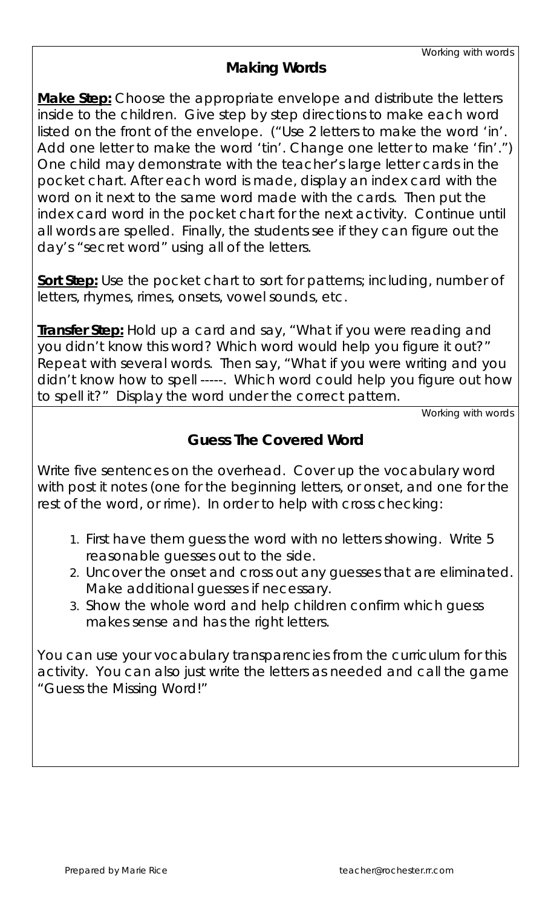## Making Words

**Make Step:** Choose the appropriate envelope and distribute the letters inside to the children. Give step by step directions to make each word listed on the front of the envelope. ("Use 2 letters to make the word 'in'. Add one letter to make the word 'tin'. Change one letter to make 'fin'.") One child may demonstrate with the teacher's large letter cards in the pocket chart. After each word is made, display an index card with the word on it next to the same word made with the cards. Then put the index card word in the pocket chart for the next activity. Continue until all words are spelled. Finally, the students see if they can figure out the day's "secret word" using all of the letters.

**Sort Step:** Use the pocket chart to sort for patterns; including, number of letters, rhymes, rimes, onsets, vowel sounds, etc.

**Transfer Step:** Hold up a card and say, "What if you were reading and you didn't know this word? Which word would help you figure it out?" Repeat with several words. Then say, "What if you were writing and you didn't know how to spell -----. Which word could help you figure out how to spell it?" Display the word under the correct pattern.

## Guess The Covered Word

Write five sentences on the overhead. Cover up the vocabulary word with post it notes (one for the beginning letters, or onset, and one for the rest of the word, or rime). In order to help with cross checking:

1. First have them guess the word with no letters showing. Write 5 reasonable guesses out to the side.
2. Uncover the onset and cross out any guesses that are eliminated. Make additional guesses if necessary.
3. Show the whole word and help children confirm which guess makes sense and has the right letters.

You can use your vocabulary transparencies from the curriculum for this activity. You can also just write the letters as needed and call the game "Guess the Missing Word!"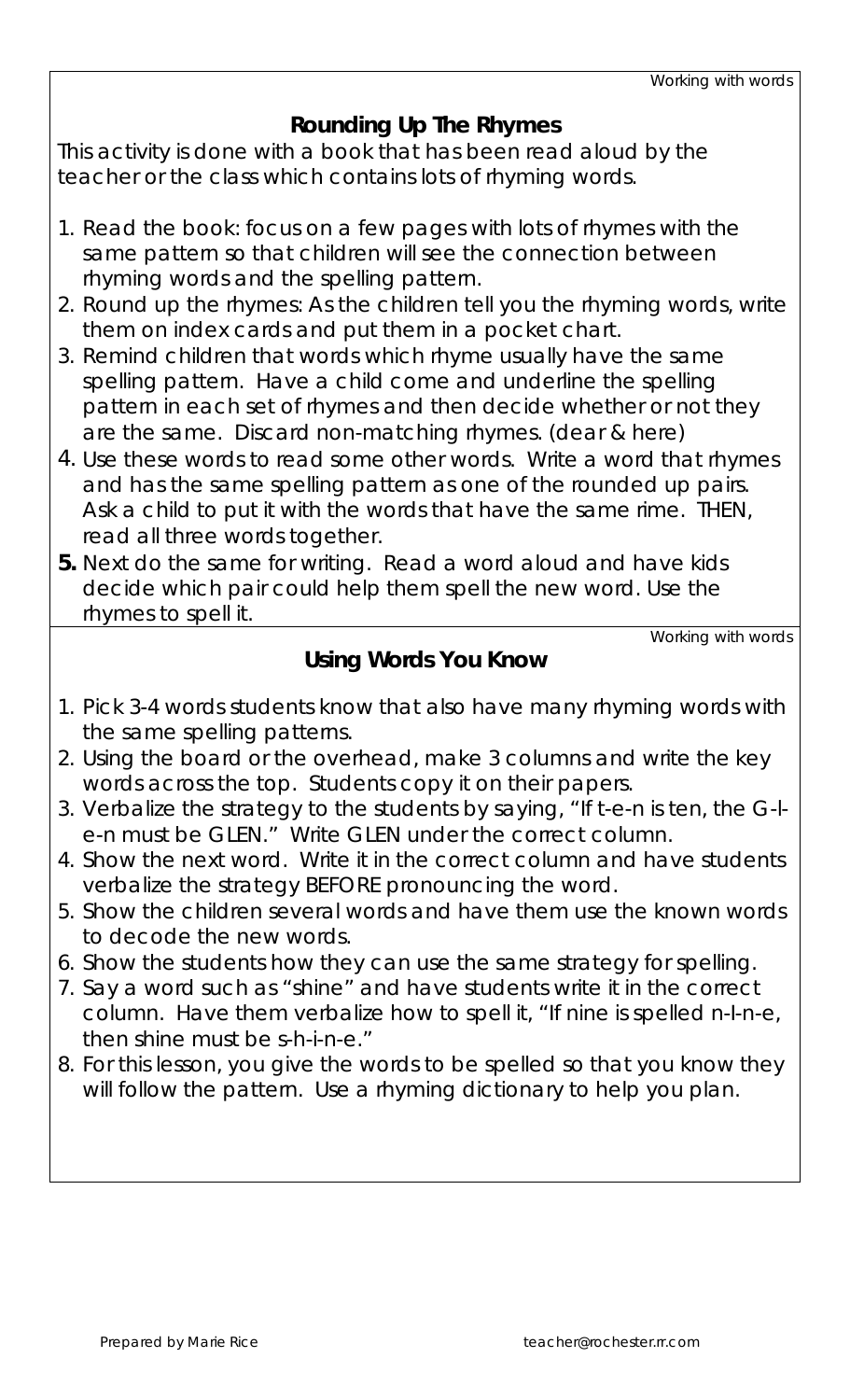Working with words

## Rounding Up The Rhymes

This activity is done with a book that has been read aloud by the teacher or the class which contains lots of rhyming words.

1. Read the book: focus on a few pages with lots of rhymes with the same pattern so that children will see the connection between rhyming words and the spelling pattern.
2. Round up the rhymes: As the children tell you the rhyming words, write them on index cards and put them in a pocket chart.
3. Remind children that words which rhyme usually have the same spelling pattern. Have a child come and underline the spelling pattern in each set of rhymes and then decide whether or not they are the same. Discard non-matching rhymes. (dear & here)
4. Use these words to read some other words. Write a word that rhymes and has the same spelling pattern as one of the rounded up pairs. Ask a child to put it with the words that have the same rime. THEN, read all three words together.
5. Next do the same for writing. Read a word aloud and have kids decide which pair could help them spell the new word. Use the rhymes to spell it.

Working with words

## Using Words You Know

1. Pick 3-4 words students know that also have many rhyming words with the same spelling patterns.
2. Using the board or the overhead, make 3 columns and write the key words across the top. Students copy it on their papers.
3. Verbalize the strategy to the students by saying, "If t-e-n is ten, the G-l-e-n must be GLEN." Write GLEN under the correct column.
4. Show the next word. Write it in the correct column and have students verbalize the strategy BEFORE pronouncing the word.
5. Show the children several words and have them use the known words to decode the new words.
6. Show the students how they can use the same strategy for spelling.
7. Say a word such as "shine" and have students write it in the correct column. Have them verbalize how to spell it, "If nine is spelled n-I-n-e, then shine must be s-h-i-n-e."
8. For this lesson, you give the words to be spelled so that you know they will follow the pattern. Use a rhyming dictionary to help you plan.

Prepared by Marie Rice teacher@rochester.rr.com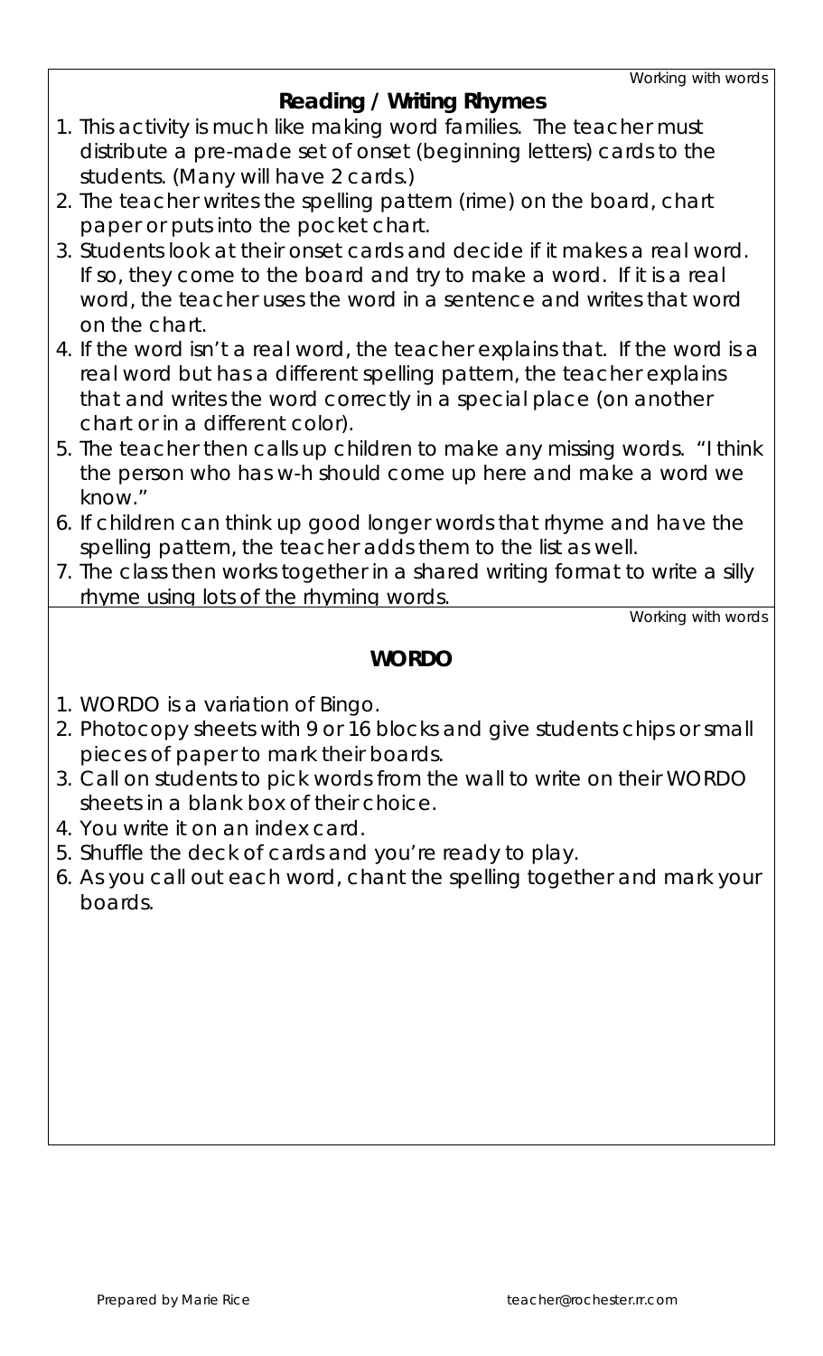Working with words

## Reading / Writing Rhymes

1. This activity is much like making word families. The teacher must distribute a pre-made set of onset (beginning letters) cards to the students. (Many will have 2 cards.)
2. The teacher writes the spelling pattern (rime) on the board, chart paper or puts into the pocket chart.
3. Students look at their onset cards and decide if it makes a real word. If so, they come to the board and try to make a word. If it is a real word, the teacher uses the word in a sentence and writes that word on the chart.
4. If the word isn't a real word, the teacher explains that. If the word is a real word but has a different spelling pattern, the teacher explains that and writes the word correctly in a special place (on another chart or in a different color).
5. The teacher then calls up children to make any missing words. "I think the person who has w-h should come up here and make a word we know."
6. If children can think up good longer words that rhyme and have the spelling pattern, the teacher adds them to the list as well.
7. The class then works together in a shared writing format to write a silly rhyme using lots of the rhyming words.

Working with words

## WORDO

1. WORDO is a variation of Bingo.
2. Photocopy sheets with 9 or 16 blocks and give students chips or small pieces of paper to mark their boards.
3. Call on students to pick words from the wall to write on their WORDO sheets in a blank box of their choice.
4. You write it on an index card.
5. Shuffle the deck of cards and you're ready to play.
6. As you call out each word, chant the spelling together and mark your boards.

Prepared by Marie Rice teacher@rochester.rr.com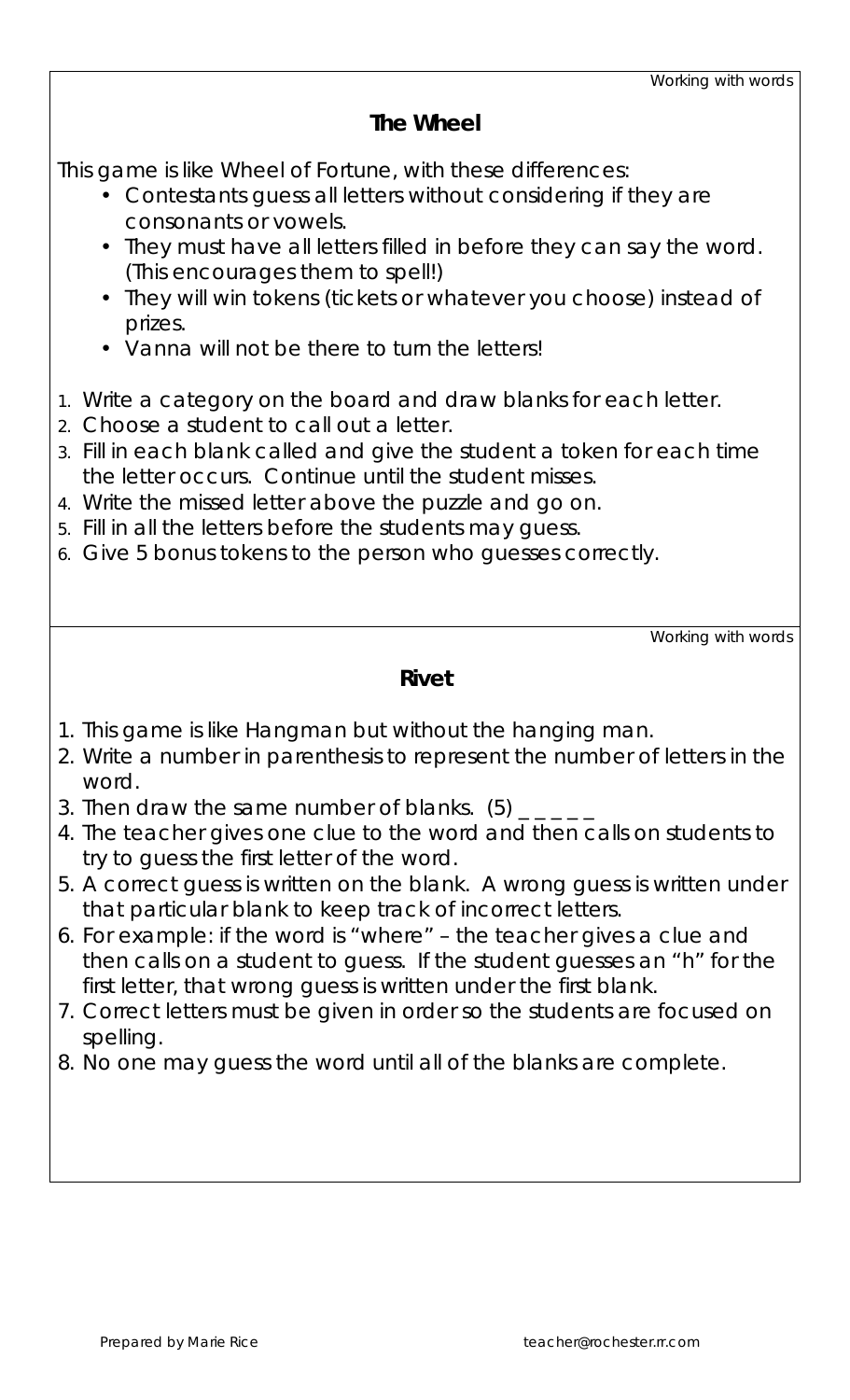Working with words

## The Wheel

This game is like Wheel of Fortune, with these differences:

- Contestants guess all letters without considering if they are consonants or vowels.
- They must have all letters filled in before they can say the word. (This encourages them to spell!)
- They will win tokens (tickets or whatever you choose) instead of prizes.
- Vanna will not be there to turn the letters!

1. Write a category on the board and draw blanks for each letter.
2. Choose a student to call out a letter.
3. Fill in each blank called and give the student a token for each time the letter occurs. Continue until the student misses.
4. Write the missed letter above the puzzle and go on.
5. Fill in all the letters before the students may guess.
6. Give 5 bonus tokens to the person who guesses correctly.

Working with words

## Rivet

1. This game is like Hangman but without the hanging man.
2. Write a number in parenthesis to represent the number of letters in the word.
3. Then draw the same number of blanks. (5) _ _ _ _ _
4. The teacher gives one clue to the word and then calls on students to try to guess the first letter of the word.
5. A correct guess is written on the blank. A wrong guess is written under that particular blank to keep track of incorrect letters.
6. For example: if the word is "where" – the teacher gives a clue and then calls on a student to guess. If the student guesses an "h" for the first letter, that wrong guess is written under the first blank.
7. Correct letters must be given in order so the students are focused on spelling.
8. No one may guess the word until all of the blanks are complete.

Prepared by Marie Rice teacher@rochester.rr.com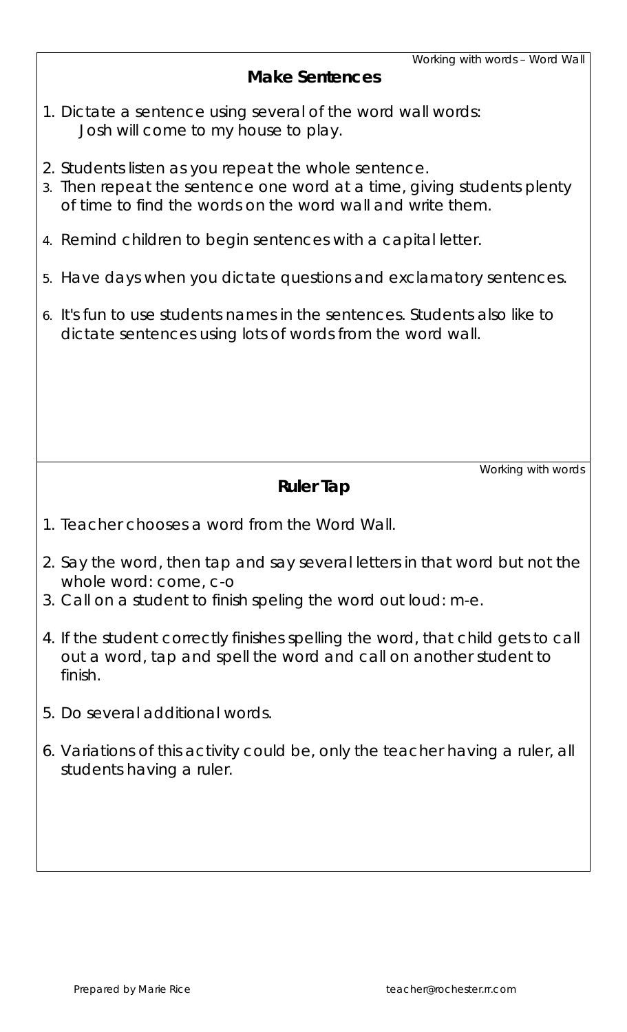Working with words – Word Wall

## Make Sentences

1. Dictate a sentence using several of the word wall words:
   Josh will come to my house to play.
2. Students listen as you repeat the whole sentence.
3. Then repeat the sentence one word at a time, giving students plenty of time to find the words on the word wall and write them.
4. Remind children to begin sentences with a capital letter.
5. Have days when you dictate questions and exclamatory sentences.
6. It's fun to use students names in the sentences. Students also like to dictate sentences using lots of words from the word wall.

Working with words

## Ruler Tap

1. Teacher chooses a word from the Word Wall.
2. Say the word, then tap and say several letters in that word but not the whole word: come, c-o
3. Call on a student to finish speling the word out loud: m-e.
4. If the student correctly finishes spelling the word, that child gets to call out a word, tap and spell the word and call on another student to finish.
5. Do several additional words.
6. Variations of this activity could be, only the teacher having a ruler, all students having a ruler.

Prepared by Marie Rice teacher@rochester.rr.com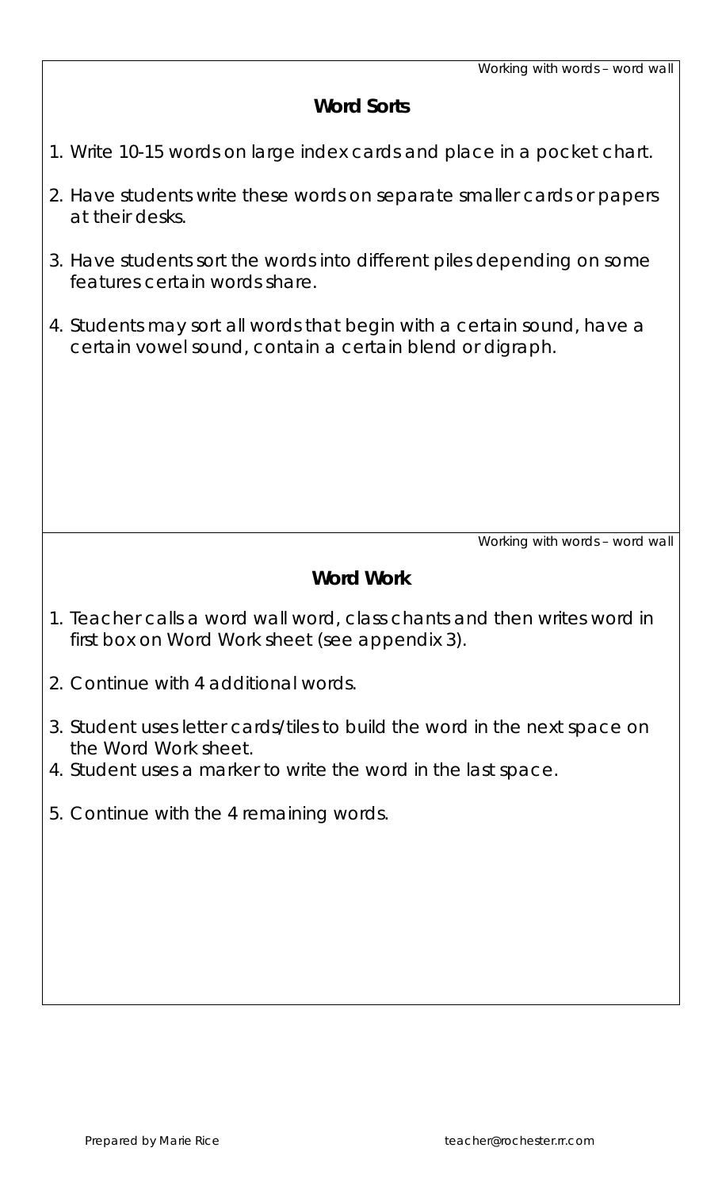## Word Sorts

1. Write 10-15 words on large index cards and place in a pocket chart.
2. Have students write these words on separate smaller cards or papers at their desks.
3. Have students sort the words into different piles depending on some features certain words share.
4. Students may sort all words that begin with a certain sound, have a certain vowel sound, contain a certain blend or digraph.

## Word Work

1. Teacher calls a word wall word, class chants and then writes word in first box on Word Work sheet (see appendix 3).
2. Continue with 4 additional words.
3. Student uses letter cards/tiles to build the word in the next space on the Word Work sheet.
4. Student uses a marker to write the word in the last space.
5. Continue with the 4 remaining words.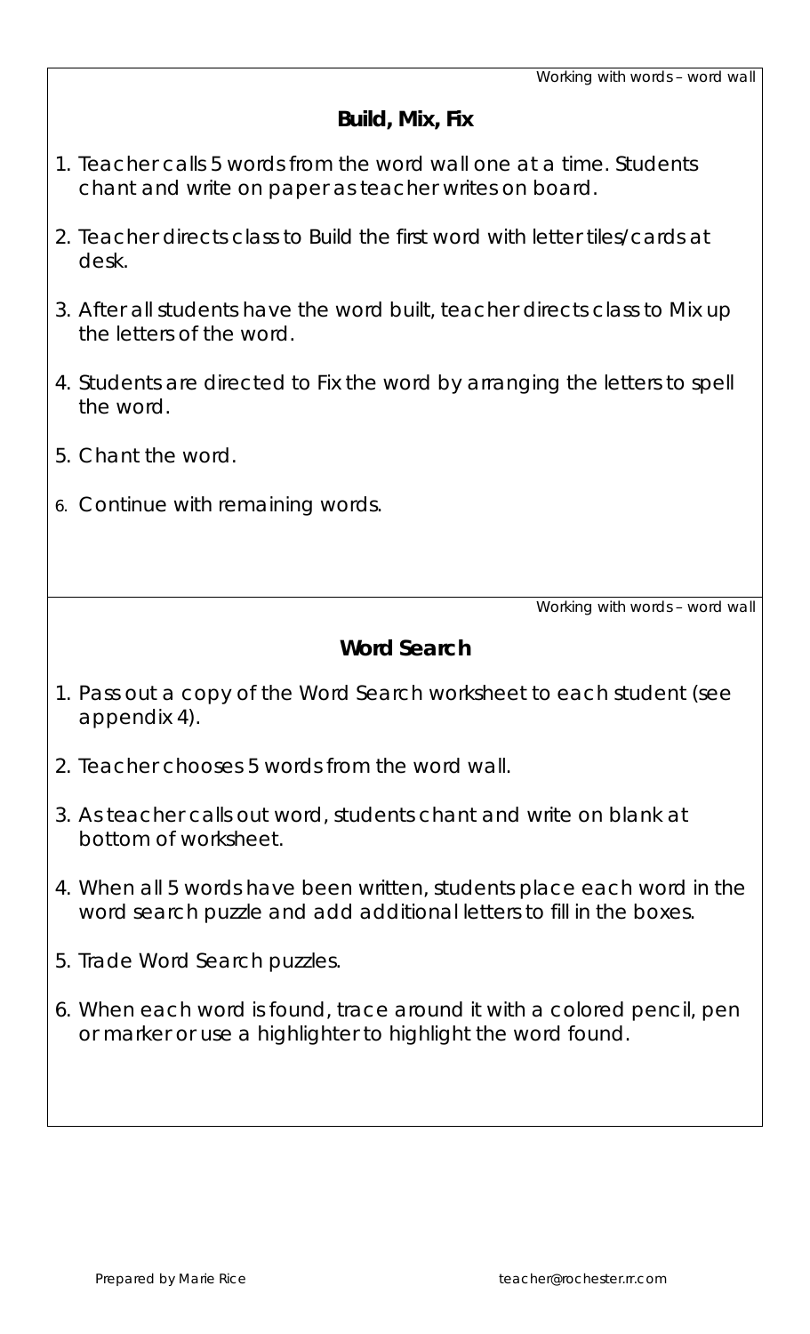## Build, Mix, Fix

1. Teacher calls 5 words from the word wall one at a time. Students chant and write on paper as teacher writes on board.
2. Teacher directs class to Build the first word with letter tiles/cards at desk.
3. After all students have the word built, teacher directs class to Mix up the letters of the word.
4. Students are directed to Fix the word by arranging the letters to spell the word.
5. Chant the word.
6. Continue with remaining words.

## Word Search

1. Pass out a copy of the Word Search worksheet to each student (see appendix 4).
2. Teacher chooses 5 words from the word wall.
3. As teacher calls out word, students chant and write on blank at bottom of worksheet.
4. When all 5 words have been written, students place each word in the word search puzzle and add additional letters to fill in the boxes.
5. Trade Word Search puzzles.
6. When each word is found, trace around it with a colored pencil, pen or marker or use a highlighter to highlight the word found.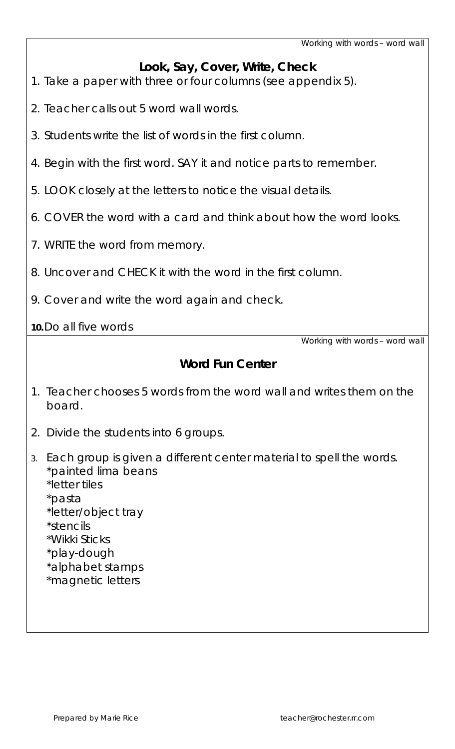## Look, Say, Cover, Write, Check

1. Take a paper with three or four columns (see appendix 5).
2. Teacher calls out 5 word wall words.
3. Students write the list of words in the first column.
4. Begin with the first word. SAY it and notice parts to remember.
5. LOOK closely at the letters to notice the visual details.
6. COVER the word with a card and think about how the word looks.
7. WRITE the word from memory.
8. Uncover and CHECK it with the word in the first column.
9. Cover and write the word again and check.
10. Do all five words

## Word Fun Center

1. Teacher chooses 5 words from the word wall and writes them on the board.
2. Divide the students into 6 groups.
3. Each group is given a different center material to spell the words.
   *painted lima beans
   *letter tiles
   *pasta
   *letter/object tray
   *stencils
   *Wikki Sticks
   *play-dough
   *alphabet stamps
   *magnetic letters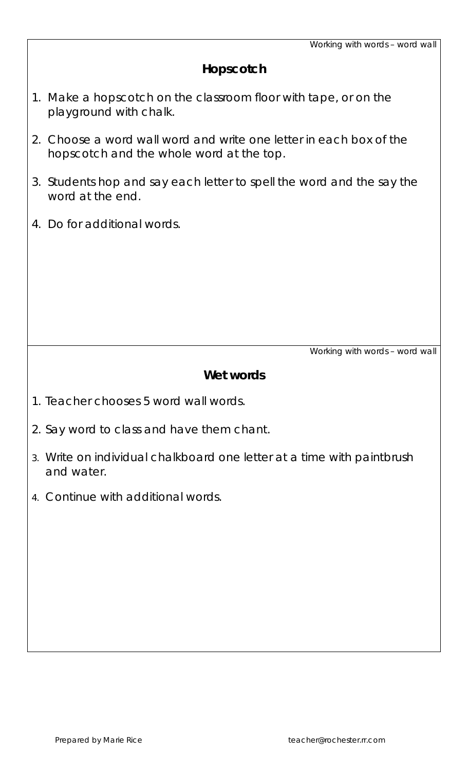Working with words – word wall

## Hopscotch

1. Make a hopscotch on the classroom floor with tape, or on the playground with chalk.
2. Choose a word wall word and write one letter in each box of the hopscotch and the whole word at the top.
3. Students hop and say each letter to spell the word and the say the word at the end.
4. Do for additional words.

Working with words – word wall

## Wet words

1. Teacher chooses 5 word wall words.
2. Say word to class and have them chant.
3. Write on individual chalkboard one letter at a time with paintbrush and water.
4. Continue with additional words.

Prepared by Marie Rice teacher@rochester.rr.com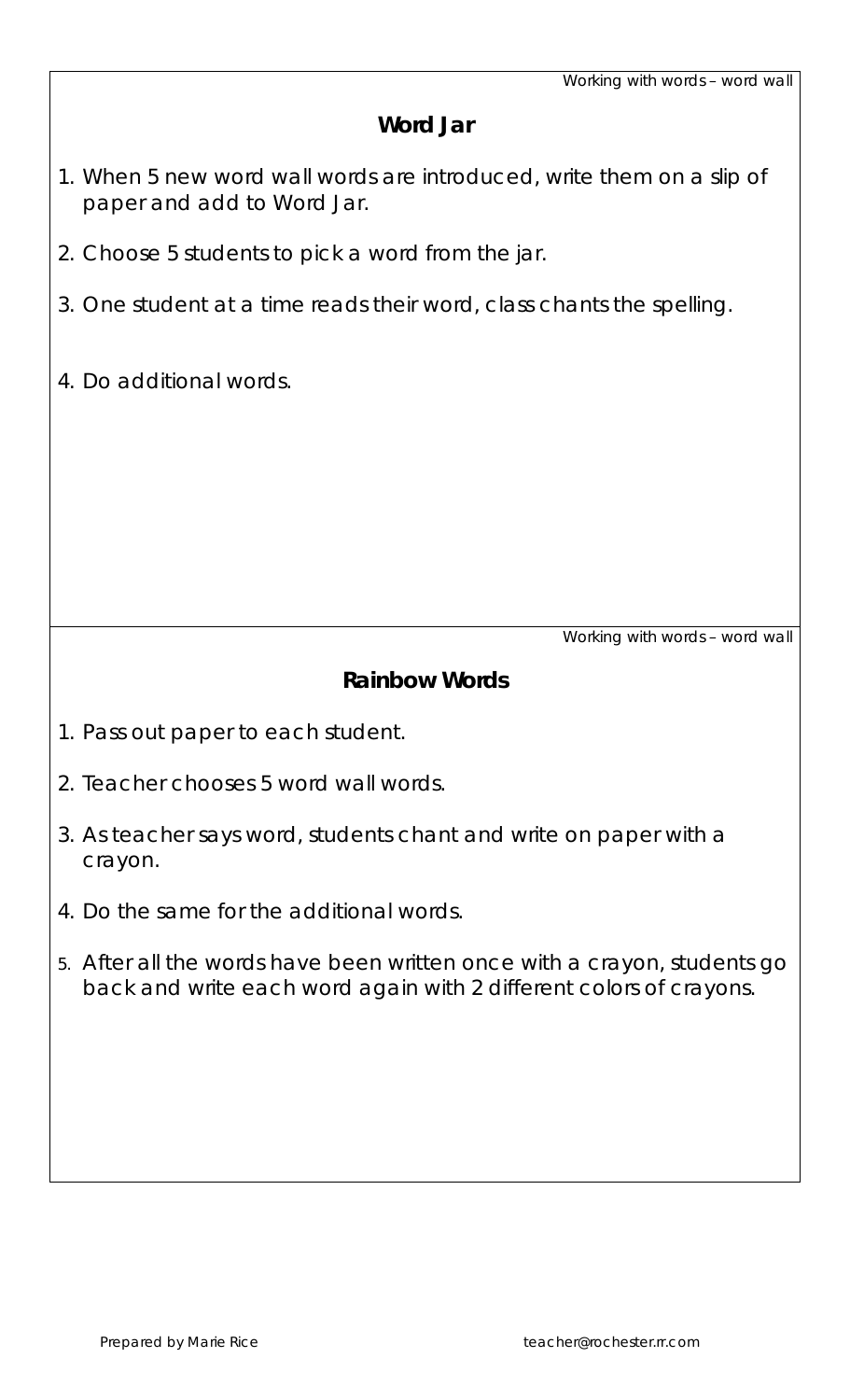Working with words – word wall

## Word Jar

1. When 5 new word wall words are introduced, write them on a slip of paper and add to Word Jar.
2. Choose 5 students to pick a word from the jar.
3. One student at a time reads their word, class chants the spelling.
4. Do additional words.

Working with words – word wall

## Rainbow Words

1. Pass out paper to each student.
2. Teacher chooses 5 word wall words.
3. As teacher says word, students chant and write on paper with a crayon.
4. Do the same for the additional words.
5. After all the words have been written once with a crayon, students go back and write each word again with 2 different colors of crayons.

Prepared by Marie Rice teacher@rochester.rr.com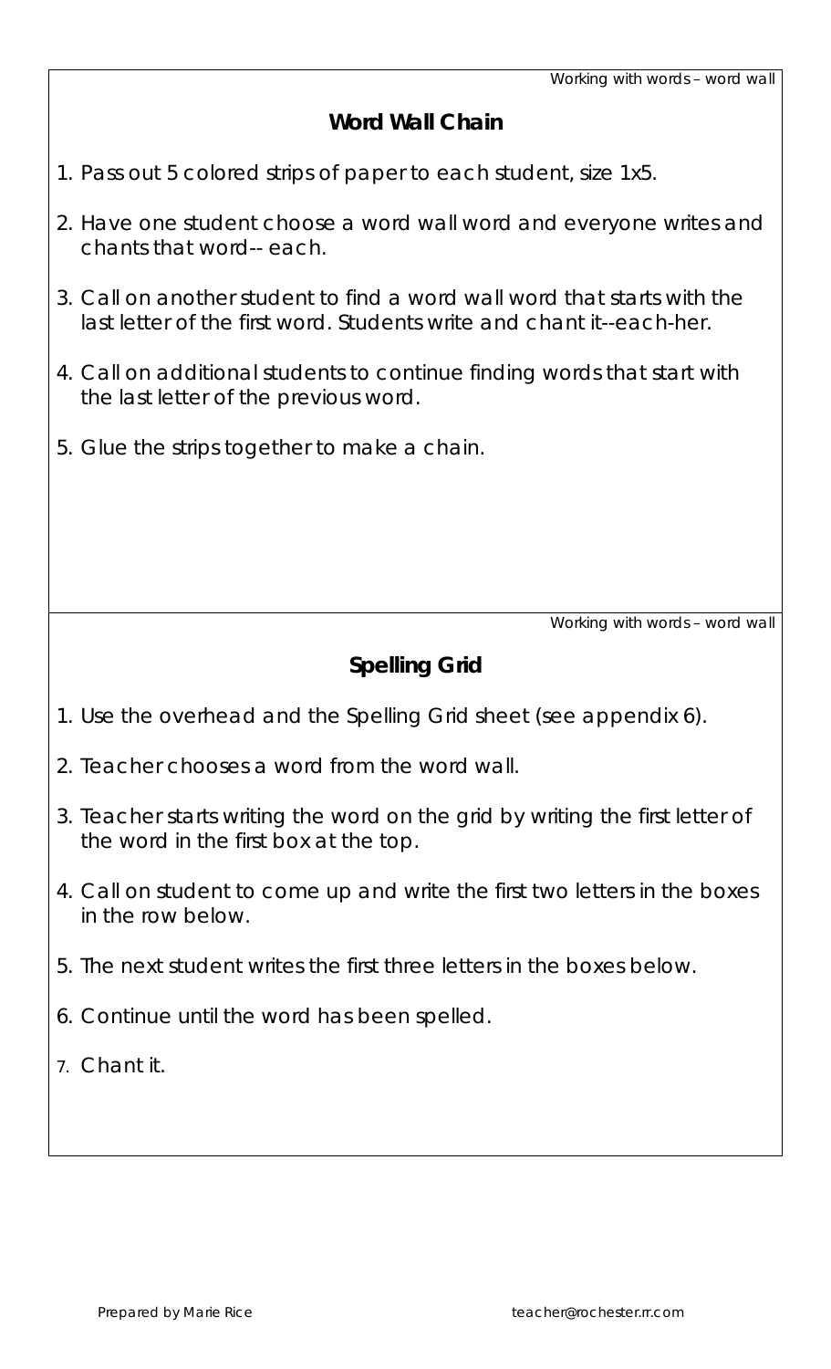Working with words – word wall

## Word Wall Chain

1. Pass out 5 colored strips of paper to each student, size 1x5.
2. Have one student choose a word wall word and everyone writes and chants that word-- each.
3. Call on another student to find a word wall word that starts with the last letter of the first word. Students write and chant it--each-her.
4. Call on additional students to continue finding words that start with the last letter of the previous word.
5. Glue the strips together to make a chain.

Working with words – word wall

## Spelling Grid

1. Use the overhead and the Spelling Grid sheet (see appendix 6).
2. Teacher chooses a word from the word wall.
3. Teacher starts writing the word on the grid by writing the first letter of the word in the first box at the top.
4. Call on student to come up and write the first two letters in the boxes in the row below.
5. The next student writes the first three letters in the boxes below.
6. Continue until the word has been spelled.
7. Chant it.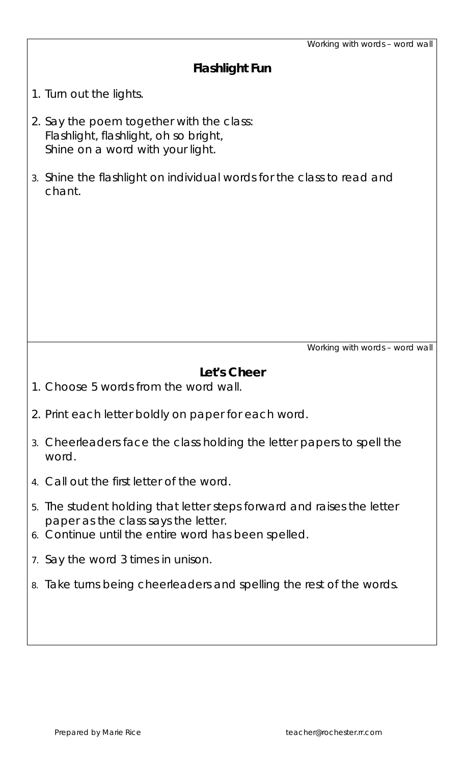Working with words – word wall

## Flashlight Fun

1. Turn out the lights.
2. Say the poem together with the class:
   Flashlight, flashlight, oh so bright,
   Shine on a word with your light.
3. Shine the flashlight on individual words for the class to read and chant.

Working with words – word wall

## Let's Cheer

1. Choose 5 words from the word wall.
2. Print each letter boldly on paper for each word.
3. Cheerleaders face the class holding the letter papers to spell the word.
4. Call out the first letter of the word.
5. The student holding that letter steps forward and raises the letter paper as the class says the letter.
6. Continue until the entire word has been spelled.
7. Say the word 3 times in unison.
8. Take turns being cheerleaders and spelling the rest of the words.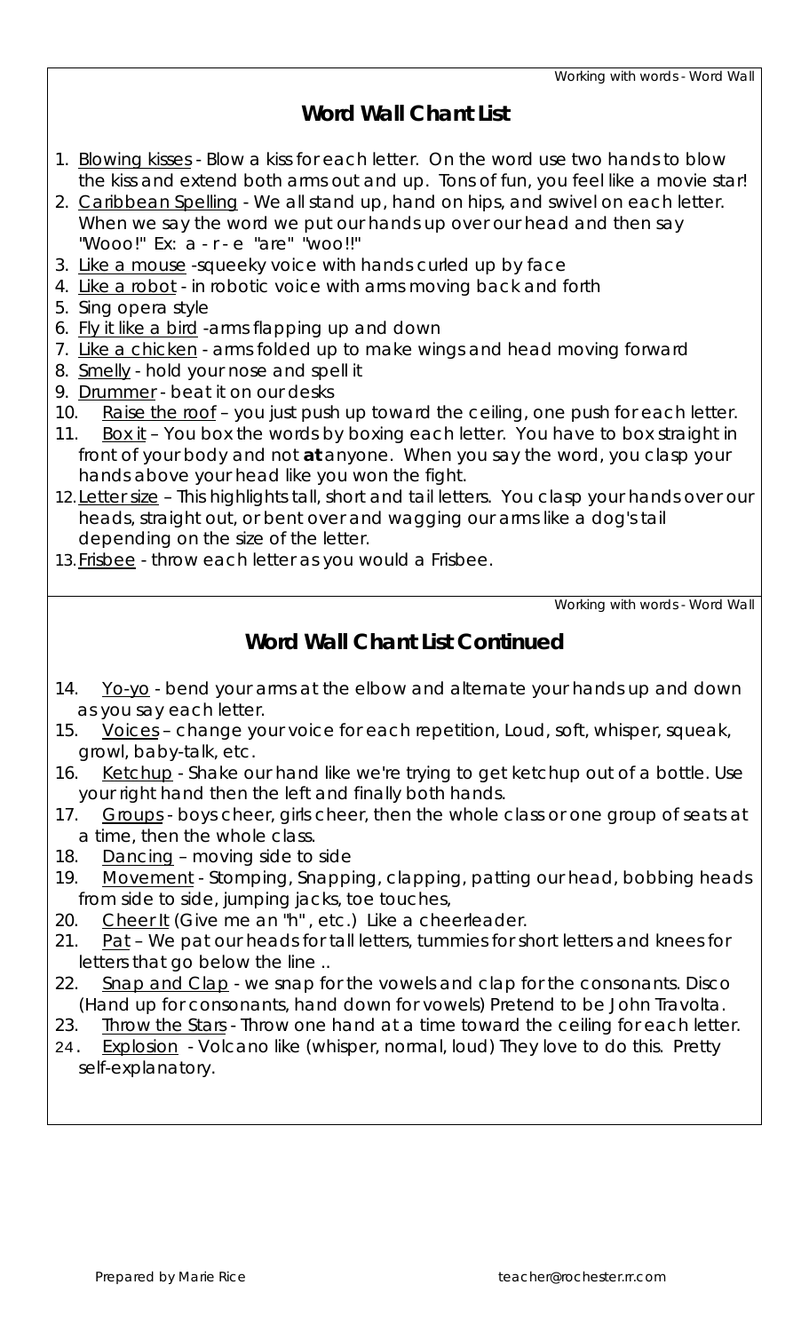## Word Wall Chant List

1. Blowing kisses - Blow a kiss for each letter. On the word use two hands to blow the kiss and extend both arms out and up. Tons of fun, you feel like a movie star!
2. Caribbean Spelling - We all stand up, hand on hips, and swivel on each letter. When we say the word we put our hands up over our head and then say "Wooo!" Ex: a - r - e "are" "woo!!"
3. Like a mouse -squeeky voice with hands curled up by face
4. Like a robot - in robotic voice with arms moving back and forth
5. Sing opera style
6. Fly it like a bird -arms flapping up and down
7. Like a chicken - arms folded up to make wings and head moving forward
8. Smelly - hold your nose and spell it
9. Drummer - beat it on our desks
10. Raise the roof – you just push up toward the ceiling, one push for each letter.
11. Box it – You box the words by boxing each letter. You have to box straight in front of your body and not **at** anyone. When you say the word, you clasp your hands above your head like you won the fight.
12. Letter size – This highlights tall, short and tail letters. You clasp your hands over our heads, straight out, or bent over and wagging our arms like a dog's tail depending on the size of the letter.
13. Frisbee - throw each letter as you would a Frisbee.

## Word Wall Chant List Continued

14. Yo-yo - bend your arms at the elbow and alternate your hands up and down as you say each letter.
15. Voices – change your voice for each repetition, Loud, soft, whisper, squeak, growl, baby-talk, etc.
16. Ketchup - Shake our hand like we're trying to get ketchup out of a bottle. Use your right hand then the left and finally both hands.
17. Groups - boys cheer, girls cheer, then the whole class or one group of seats at a time, then the whole class.
18. Dancing – moving side to side
19. Movement - Stomping, Snapping, clapping, patting our head, bobbing heads from side to side, jumping jacks, toe touches,
20. Cheer It (Give me an "h" , etc.) Like a cheerleader.
21. Pat – We pat our heads for tall letters, tummies for short letters and knees for letters that go below the line ..
22. Snap and Clap - we snap for the vowels and clap for the consonants. Disco (Hand up for consonants, hand down for vowels) Pretend to be John Travolta.
23. Throw the Stars - Throw one hand at a time toward the ceiling for each letter.
24. Explosion - Volcano like (whisper, normal, loud) They love to do this. Pretty self-explanatory.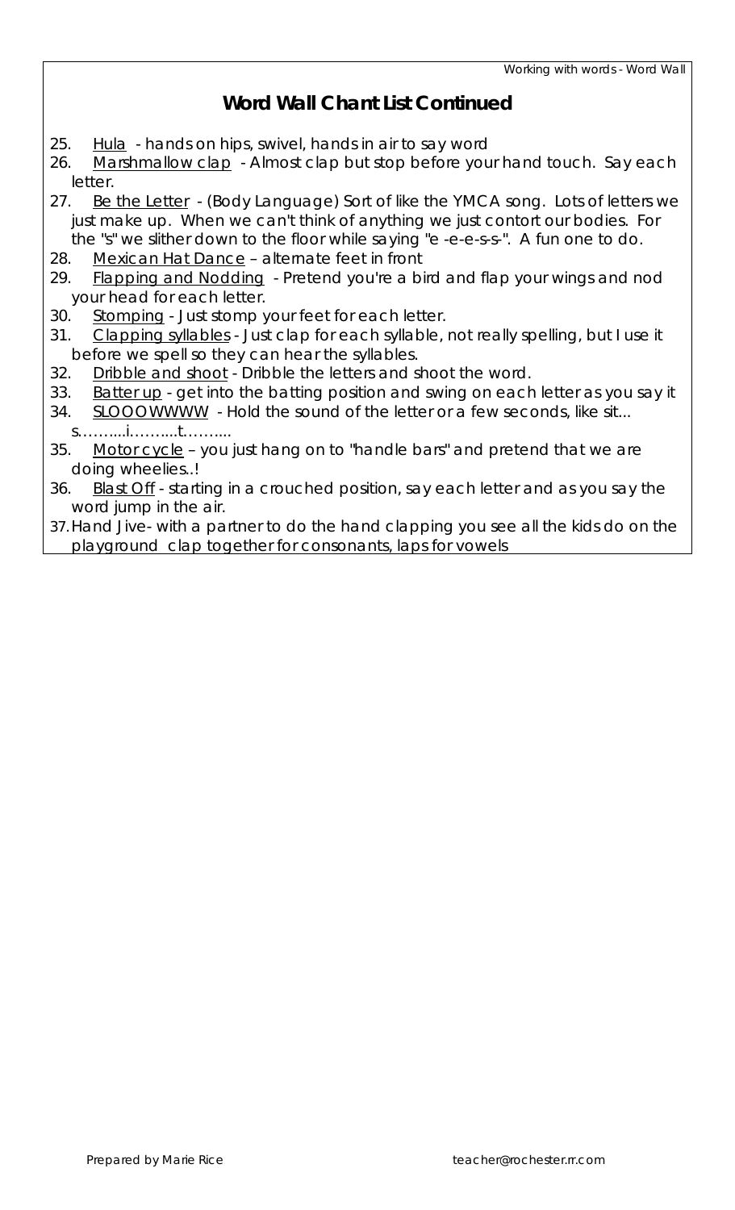## Word Wall Chant List Continued

25. Hula - hands on hips, swivel, hands in air to say word
26. Marshmallow clap - Almost clap but stop before your hand touch. Say each letter.
27. Be the Letter - (Body Language) Sort of like the YMCA song. Lots of letters we just make up. When we can't think of anything we just contort our bodies. For the "s" we slither down to the floor while saying "e -e-e-s-s-". A fun one to do.
28. Mexican Hat Dance – alternate feet in front
29. Flapping and Nodding - Pretend you're a bird and flap your wings and nod your head for each letter.
30. Stomping - Just stomp your feet for each letter.
31. Clapping syllables - Just clap for each syllable, not really spelling, but I use it before we spell so they can hear the syllables.
32. Dribble and shoot - Dribble the letters and shoot the word.
33. Batter up - get into the batting position and swing on each letter as you say it
34. SLOOOWWWW - Hold the sound of the letter or a few seconds, like sit... s……....i……....t……...
35. Motor cycle – you just hang on to "handle bars" and pretend that we are doing wheelies..!
36. Blast Off - starting in a crouched position, say each letter and as you say the word jump in the air.
37. Hand Jive- with a partner to do the hand clapping you see all the kids do on the playground clap together for consonants, laps for vowels